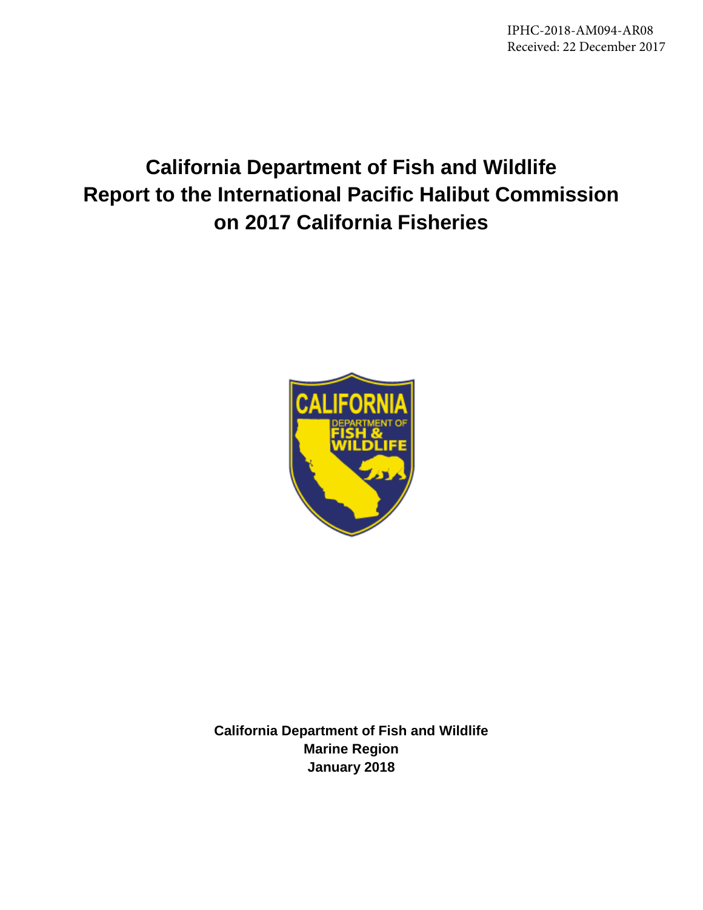IPHC-2018-AM094-AR08
Received: 22 December 2017

# California Department of Fish and Wildlife Report to the International Pacific Halibut Commission on 2017 California Fisheries

**California Department of Fish and Wildlife**
**Marine Region**
**January 2018**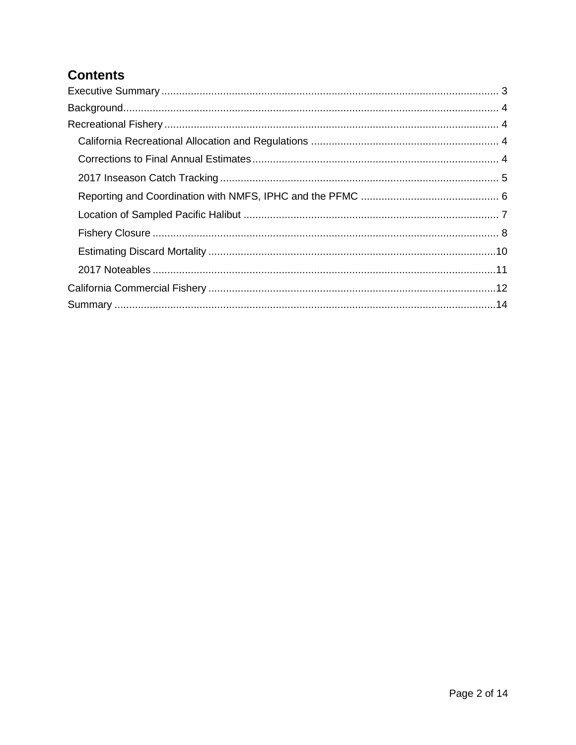# Contents

Executive Summary ........................................................................................................ 3

Background..................................................................................................................... 4

Recreational Fishery ....................................................................................................... 4

- California Recreational Allocation and Regulations ................................................... 4
- Corrections to Final Annual Estimates ....................................................................... 4
- 2017 Inseason Catch Tracking .................................................................................. 5
- Reporting and Coordination with NMFS, IPHC and the PFMC .................................. 6
- Location of Sampled Pacific Halibut .......................................................................... 7
- Fishery Closure .......................................................................................................... 8
- Estimating Discard Mortality ..................................................................................... 10
- 2017 Noteables ........................................................................................................ 11

California Commercial Fishery ...................................................................................... 12

Summary ...................................................................................................................... 14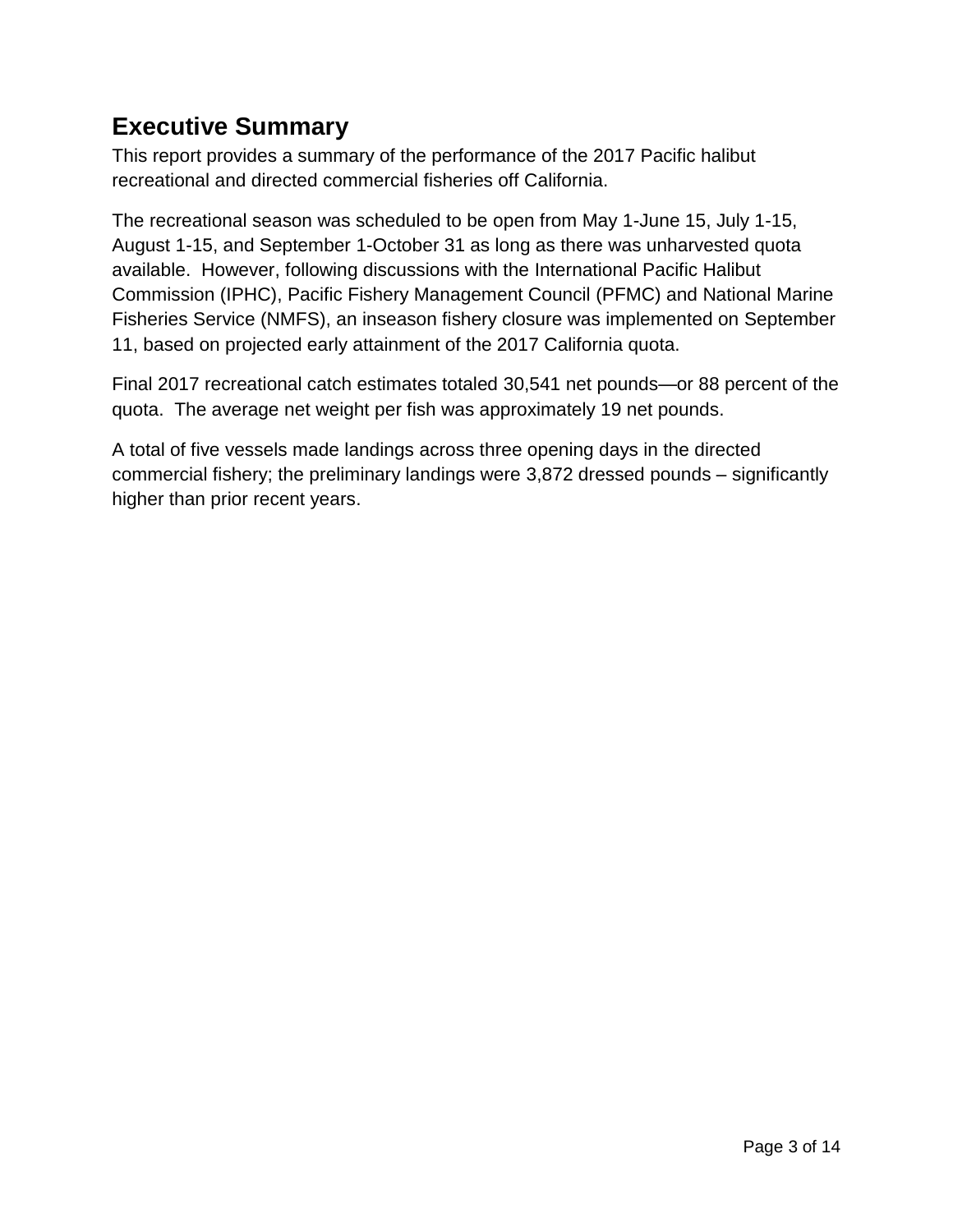# Executive Summary

This report provides a summary of the performance of the 2017 Pacific halibut recreational and directed commercial fisheries off California.

The recreational season was scheduled to be open from May 1-June 15, July 1-15, August 1-15, and September 1-October 31 as long as there was unharvested quota available. However, following discussions with the International Pacific Halibut Commission (IPHC), Pacific Fishery Management Council (PFMC) and National Marine Fisheries Service (NMFS), an inseason fishery closure was implemented on September 11, based on projected early attainment of the 2017 California quota.

Final 2017 recreational catch estimates totaled 30,541 net pounds—or 88 percent of the quota. The average net weight per fish was approximately 19 net pounds.

A total of five vessels made landings across three opening days in the directed commercial fishery; the preliminary landings were 3,872 dressed pounds – significantly higher than prior recent years.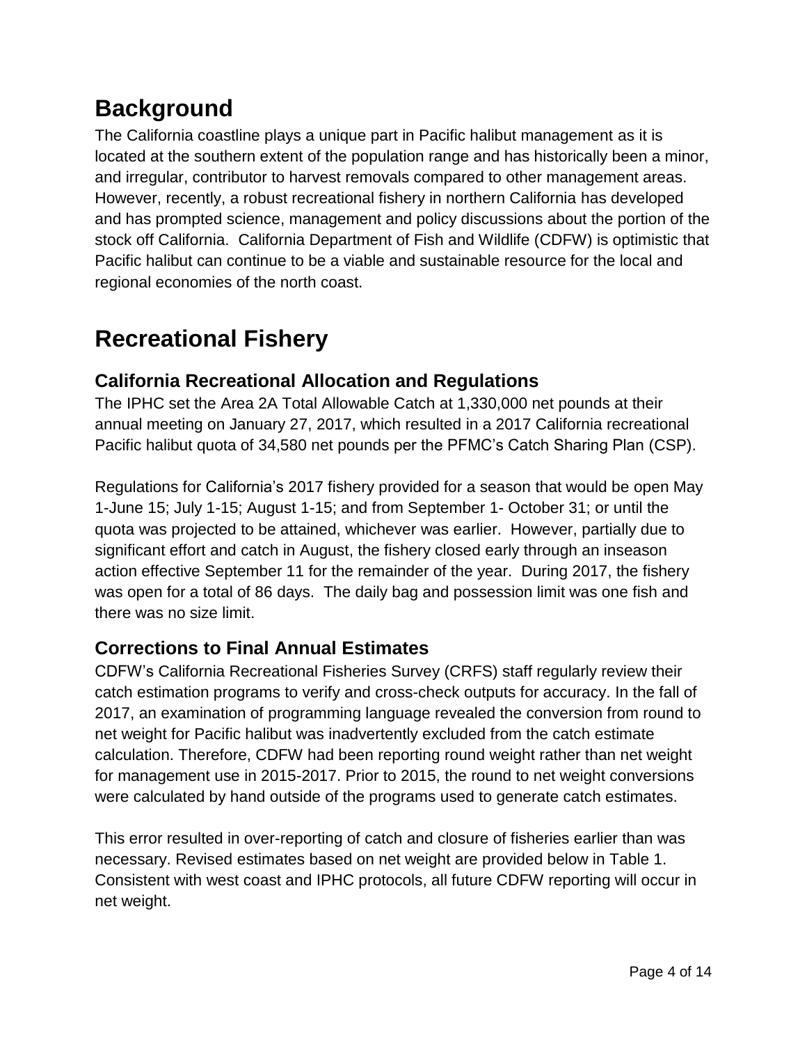# Background

The California coastline plays a unique part in Pacific halibut management as it is located at the southern extent of the population range and has historically been a minor, and irregular, contributor to harvest removals compared to other management areas. However, recently, a robust recreational fishery in northern California has developed and has prompted science, management and policy discussions about the portion of the stock off California. California Department of Fish and Wildlife (CDFW) is optimistic that Pacific halibut can continue to be a viable and sustainable resource for the local and regional economies of the north coast.

# Recreational Fishery

## California Recreational Allocation and Regulations

The IPHC set the Area 2A Total Allowable Catch at 1,330,000 net pounds at their annual meeting on January 27, 2017, which resulted in a 2017 California recreational Pacific halibut quota of 34,580 net pounds per the PFMC's Catch Sharing Plan (CSP).

Regulations for California's 2017 fishery provided for a season that would be open May 1-June 15; July 1-15; August 1-15; and from September 1- October 31; or until the quota was projected to be attained, whichever was earlier. However, partially due to significant effort and catch in August, the fishery closed early through an inseason action effective September 11 for the remainder of the year. During 2017, the fishery was open for a total of 86 days. The daily bag and possession limit was one fish and there was no size limit.

## Corrections to Final Annual Estimates

CDFW's California Recreational Fisheries Survey (CRFS) staff regularly review their catch estimation programs to verify and cross-check outputs for accuracy. In the fall of 2017, an examination of programming language revealed the conversion from round to net weight for Pacific halibut was inadvertently excluded from the catch estimate calculation. Therefore, CDFW had been reporting round weight rather than net weight for management use in 2015-2017. Prior to 2015, the round to net weight conversions were calculated by hand outside of the programs used to generate catch estimates.

This error resulted in over-reporting of catch and closure of fisheries earlier than was necessary. Revised estimates based on net weight are provided below in Table 1. Consistent with west coast and IPHC protocols, all future CDFW reporting will occur in net weight.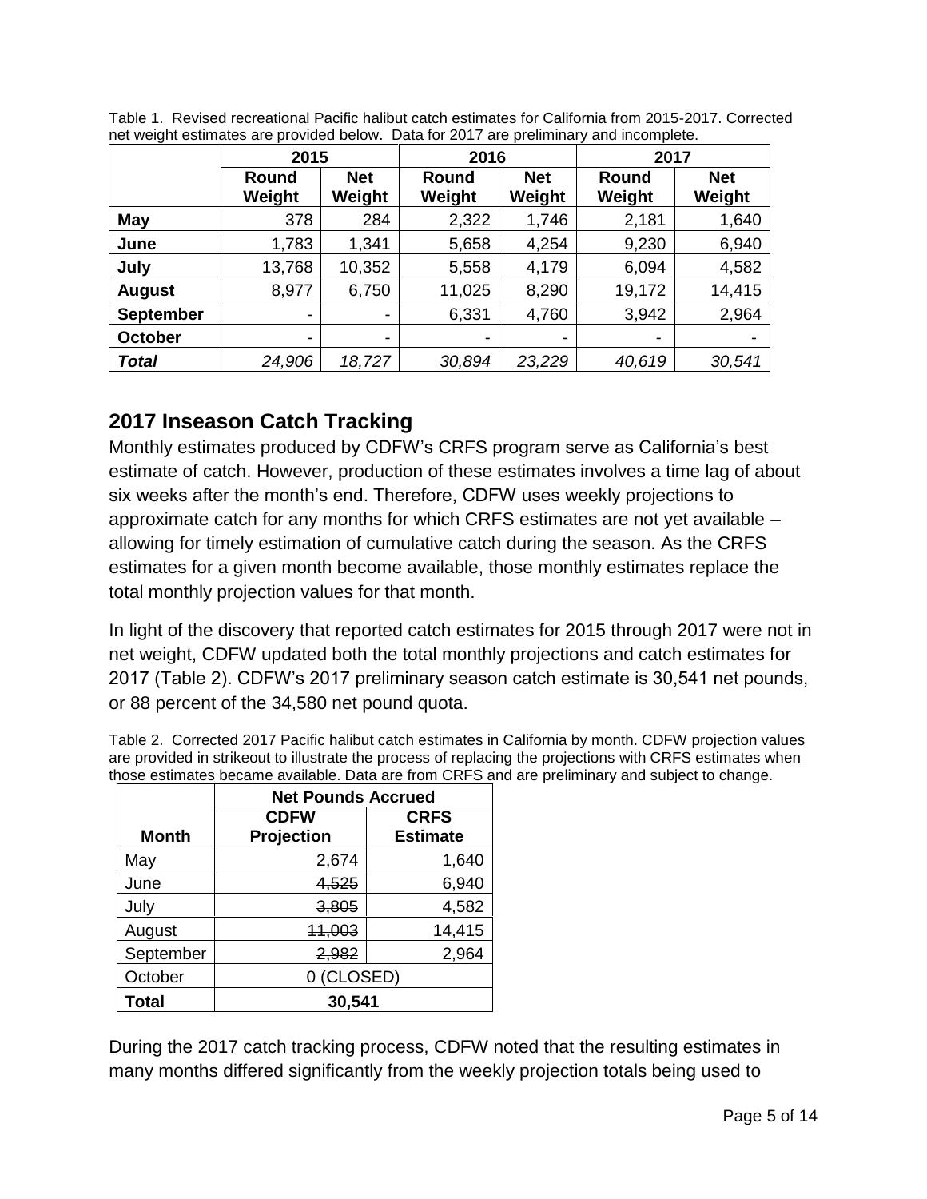Table 1. Revised recreational Pacific halibut catch estimates for California from 2015-2017. Corrected net weight estimates are provided below. Data for 2017 are preliminary and incomplete.

| | 2015 | | 2016 | | 2017 | |
|---|---|---|---|---|---|---|
| | **Round Weight** | **Net Weight** | **Round Weight** | **Net Weight** | **Round Weight** | **Net Weight** |
| **May** | 378 | 284 | 2,322 | 1,746 | 2,181 | 1,640 |
| **June** | 1,783 | 1,341 | 5,658 | 4,254 | 9,230 | 6,940 |
| **July** | 13,768 | 10,352 | 5,558 | 4,179 | 6,094 | 4,582 |
| **August** | 8,977 | 6,750 | 11,025 | 8,290 | 19,172 | 14,415 |
| **September** | - | - | 6,331 | 4,760 | 3,942 | 2,964 |
| **October** | - | - | - | - | - | - |
| ***Total*** | *24,906* | *18,727* | *30,894* | *23,229* | *40,619* | *30,541* |

## 2017 Inseason Catch Tracking

Monthly estimates produced by CDFW's CRFS program serve as California's best estimate of catch. However, production of these estimates involves a time lag of about six weeks after the month's end. Therefore, CDFW uses weekly projections to approximate catch for any months for which CRFS estimates are not yet available – allowing for timely estimation of cumulative catch during the season. As the CRFS estimates for a given month become available, those monthly estimates replace the total monthly projection values for that month.

In light of the discovery that reported catch estimates for 2015 through 2017 were not in net weight, CDFW updated both the total monthly projections and catch estimates for 2017 (Table 2). CDFW's 2017 preliminary season catch estimate is 30,541 net pounds, or 88 percent of the 34,580 net pound quota.

Table 2. Corrected 2017 Pacific halibut catch estimates in California by month. CDFW projection values are provided in ~~strikeout~~ to illustrate the process of replacing the projections with CRFS estimates when those estimates became available. Data are from CRFS and are preliminary and subject to change.

| | Net Pounds Accrued | |
|---|---|---|
| **Month** | **CDFW Projection** | **CRFS Estimate** |
| May | ~~2,674~~ | 1,640 |
| June | ~~4,525~~ | 6,940 |
| July | ~~3,805~~ | 4,582 |
| August | ~~11,003~~ | 14,415 |
| September | ~~2,982~~ | 2,964 |
| October | 0 (CLOSED) | |
| **Total** | **30,541** | |

During the 2017 catch tracking process, CDFW noted that the resulting estimates in many months differed significantly from the weekly projection totals being used to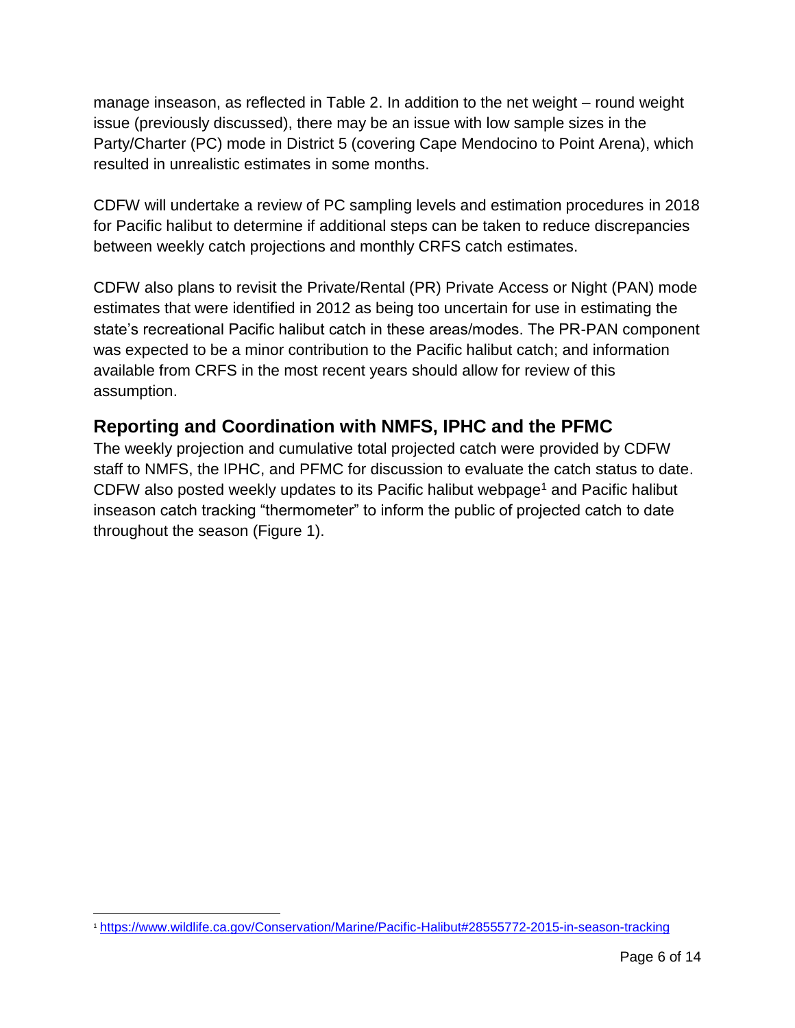manage inseason, as reflected in Table 2. In addition to the net weight – round weight issue (previously discussed), there may be an issue with low sample sizes in the Party/Charter (PC) mode in District 5 (covering Cape Mendocino to Point Arena), which resulted in unrealistic estimates in some months.

CDFW will undertake a review of PC sampling levels and estimation procedures in 2018 for Pacific halibut to determine if additional steps can be taken to reduce discrepancies between weekly catch projections and monthly CRFS catch estimates.

CDFW also plans to revisit the Private/Rental (PR) Private Access or Night (PAN) mode estimates that were identified in 2012 as being too uncertain for use in estimating the state's recreational Pacific halibut catch in these areas/modes. The PR-PAN component was expected to be a minor contribution to the Pacific halibut catch; and information available from CRFS in the most recent years should allow for review of this assumption.

## Reporting and Coordination with NMFS, IPHC and the PFMC

The weekly projection and cumulative total projected catch were provided by CDFW staff to NMFS, the IPHC, and PFMC for discussion to evaluate the catch status to date. CDFW also posted weekly updates to its Pacific halibut webpage[1] and Pacific halibut inseason catch tracking "thermometer" to inform the public of projected catch to date throughout the season (Figure 1).

[1] https://www.wildlife.ca.gov/Conservation/Marine/Pacific-Halibut#28555772-2015-in-season-tracking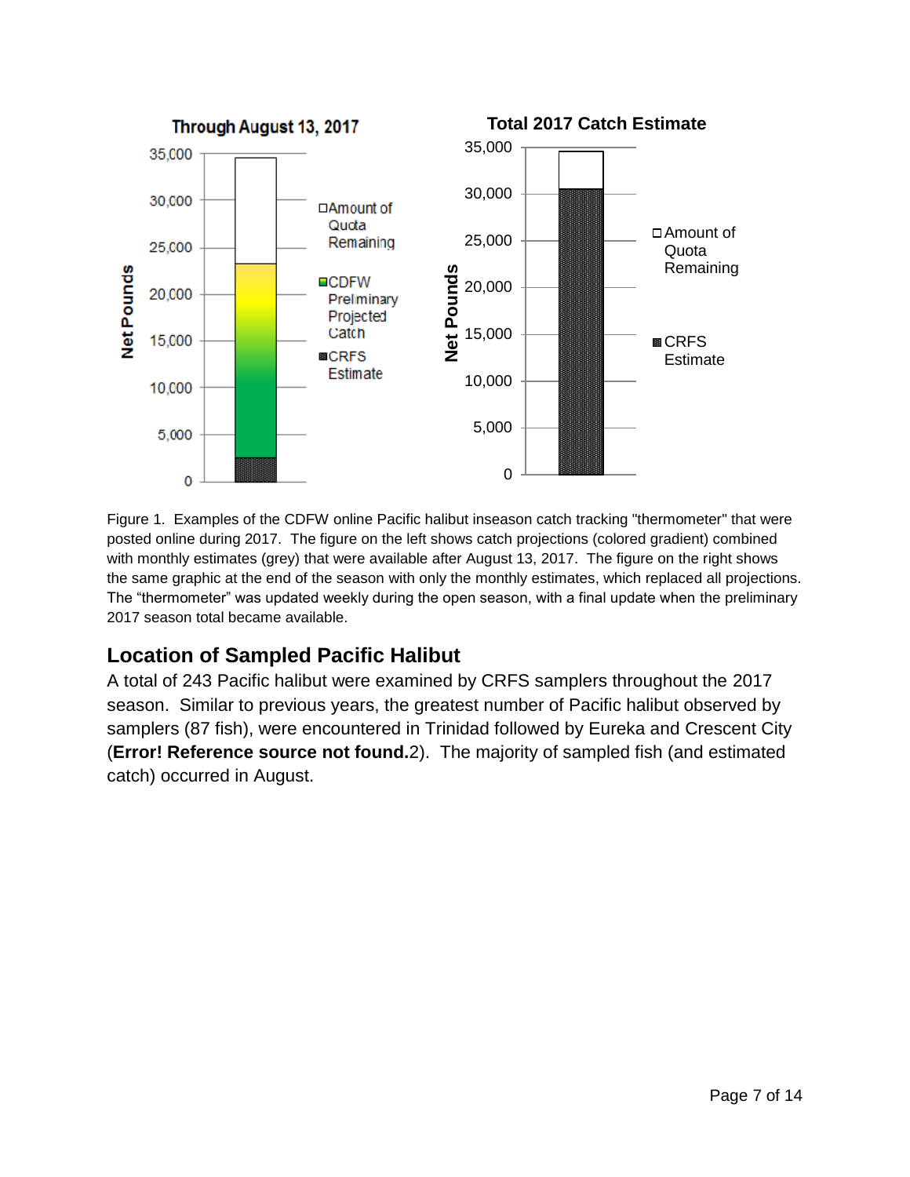Figure 1. Examples of the CDFW online Pacific halibut inseason catch tracking "thermometer" that were posted online during 2017. The figure on the left shows catch projections (colored gradient) combined with monthly estimates (grey) that were available after August 13, 2017. The figure on the right shows the same graphic at the end of the season with only the monthly estimates, which replaced all projections. The “thermometer” was updated weekly during the open season, with a final update when the preliminary 2017 season total became available.

## Location of Sampled Pacific Halibut

A total of 243 Pacific halibut were examined by CRFS samplers throughout the 2017 season. Similar to previous years, the greatest number of Pacific halibut observed by samplers (87 fish), were encountered in Trinidad followed by Eureka and Crescent City (**Error! Reference source not found.**2). The majority of sampled fish (and estimated catch) occurred in August.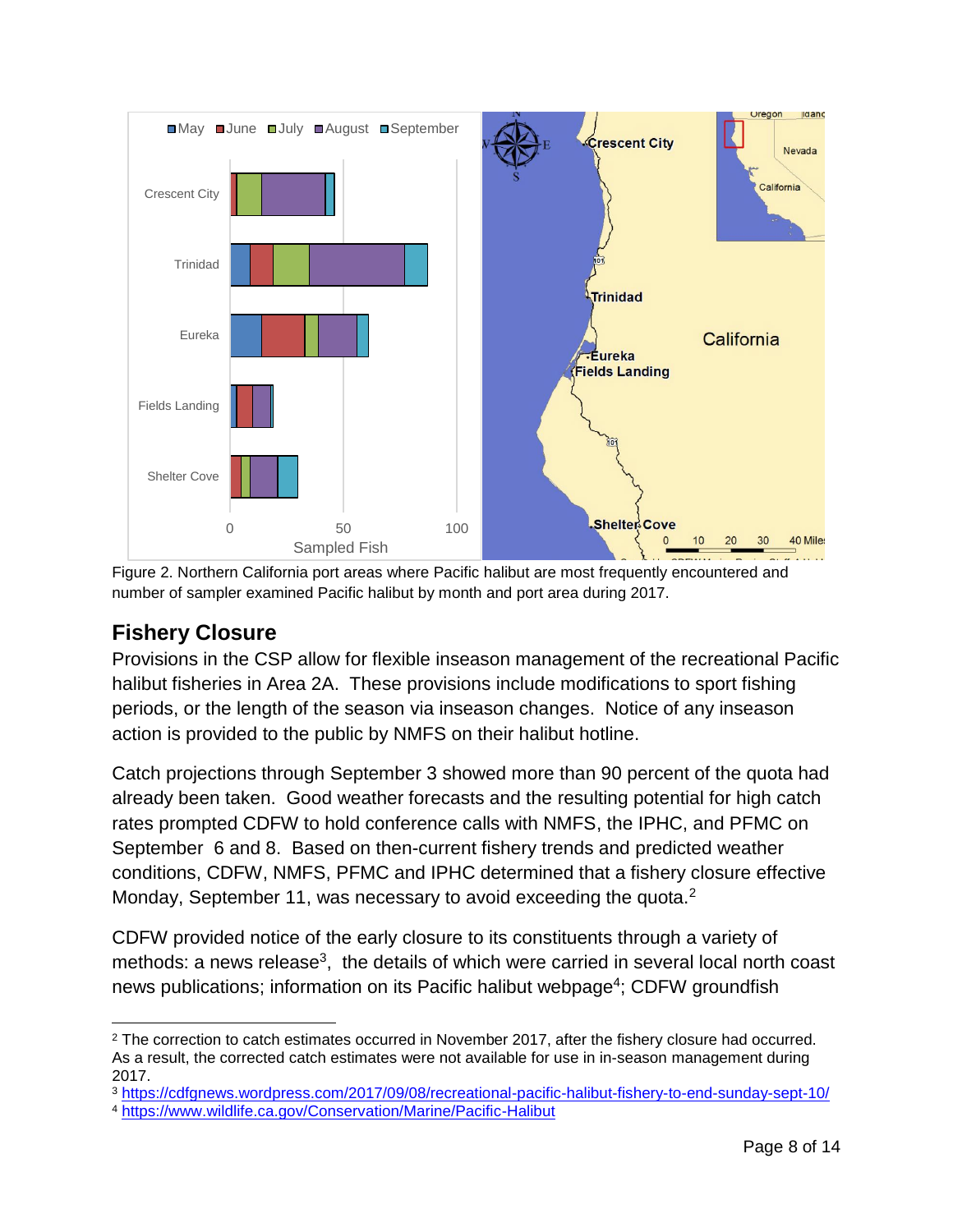Figure 2. Northern California port areas where Pacific halibut are most frequently encountered and number of sampler examined Pacific halibut by month and port area during 2017.

## Fishery Closure

Provisions in the CSP allow for flexible inseason management of the recreational Pacific halibut fisheries in Area 2A. These provisions include modifications to sport fishing periods, or the length of the season via inseason changes. Notice of any inseason action is provided to the public by NMFS on their halibut hotline.

Catch projections through September 3 showed more than 90 percent of the quota had already been taken. Good weather forecasts and the resulting potential for high catch rates prompted CDFW to hold conference calls with NMFS, the IPHC, and PFMC on September 6 and 8. Based on then-current fishery trends and predicted weather conditions, CDFW, NMFS, PFMC and IPHC determined that a fishery closure effective Monday, September 11, was necessary to avoid exceeding the quota.[2]

CDFW provided notice of the early closure to its constituents through a variety of methods: a news release[3], the details of which were carried in several local north coast news publications; information on its Pacific halibut webpage[4]; CDFW groundfish

---

[2] The correction to catch estimates occurred in November 2017, after the fishery closure had occurred. As a result, the corrected catch estimates were not available for use in in-season management during 2017.

[3] https://cdfgnews.wordpress.com/2017/09/08/recreational-pacific-halibut-fishery-to-end-sunday-sept-10/

[4] https://www.wildlife.ca.gov/Conservation/Marine/Pacific-Halibut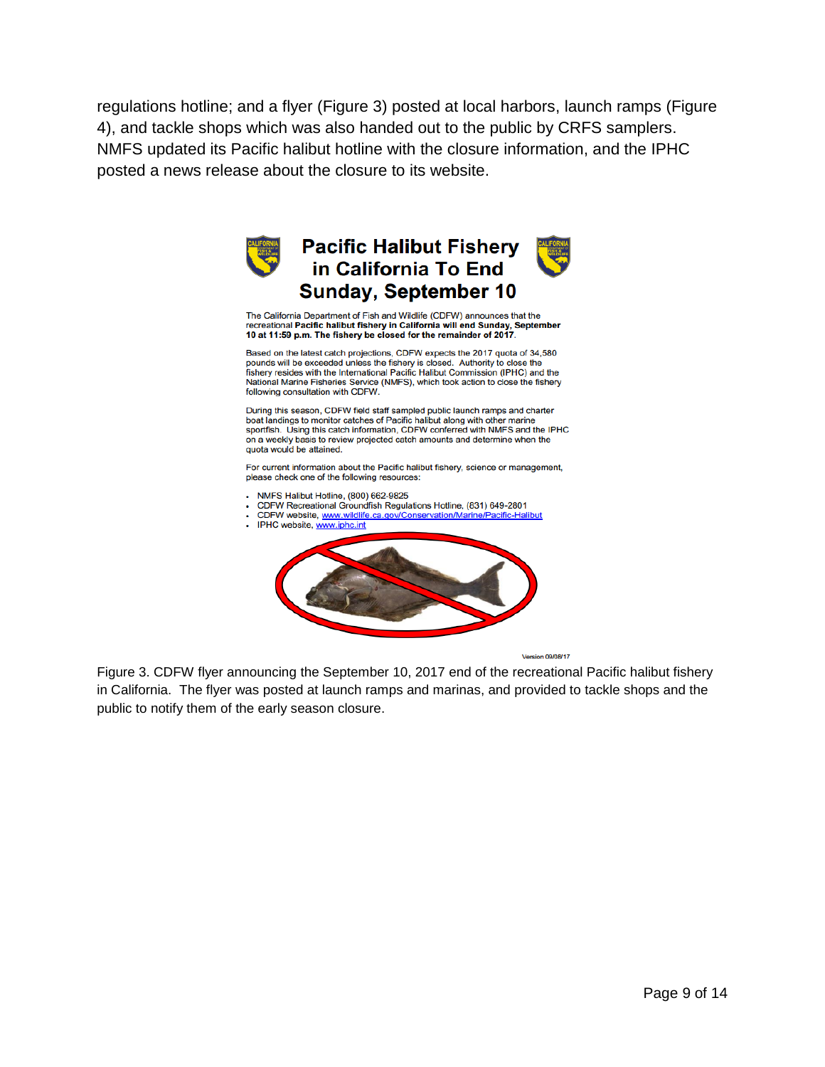regulations hotline; and a flyer (Figure 3) posted at local harbors, launch ramps (Figure 4), and tackle shops which was also handed out to the public by CRFS samplers. NMFS updated its Pacific halibut hotline with the closure information, and the IPHC posted a news release about the closure to its website.

# Pacific Halibut Fishery in California To End Sunday, September 10

The California Department of Fish and Wildlife (CDFW) announces that the recreational **Pacific halibut fishery in California will end Sunday, September 10 at 11:59 p.m. The fishery be closed for the remainder of 2017**.

Based on the latest catch projections, CDFW expects the 2017 quota of 34,580 pounds will be exceeded unless the fishery is closed. Authority to close the fishery resides with the International Pacific Halibut Commission (IPHC) and the National Marine Fisheries Service (NMFS), which took action to close the fishery following consultation with CDFW.

During this season, CDFW field staff sampled public launch ramps and charter boat landings to monitor catches of Pacific halibut along with other marine sportfish. Using this catch information, CDFW conferred with NMFS and the IPHC on a weekly basis to review projected catch amounts and determine when the quota would be attained.

For current information about the Pacific halibut fishery, science or management, please check one of the following resources:

- NMFS Halibut Hotline, (800) 662-9825
- CDFW Recreational Groundfish Regulations Hotline, (831) 649-2801
- CDFW website, www.wildlife.ca.gov/Conservation/Marine/Pacific-Halibut
- IPHC website, www.iphc.int

Version 09/08/17

Figure 3. CDFW flyer announcing the September 10, 2017 end of the recreational Pacific halibut fishery in California. The flyer was posted at launch ramps and marinas, and provided to tackle shops and the public to notify them of the early season closure.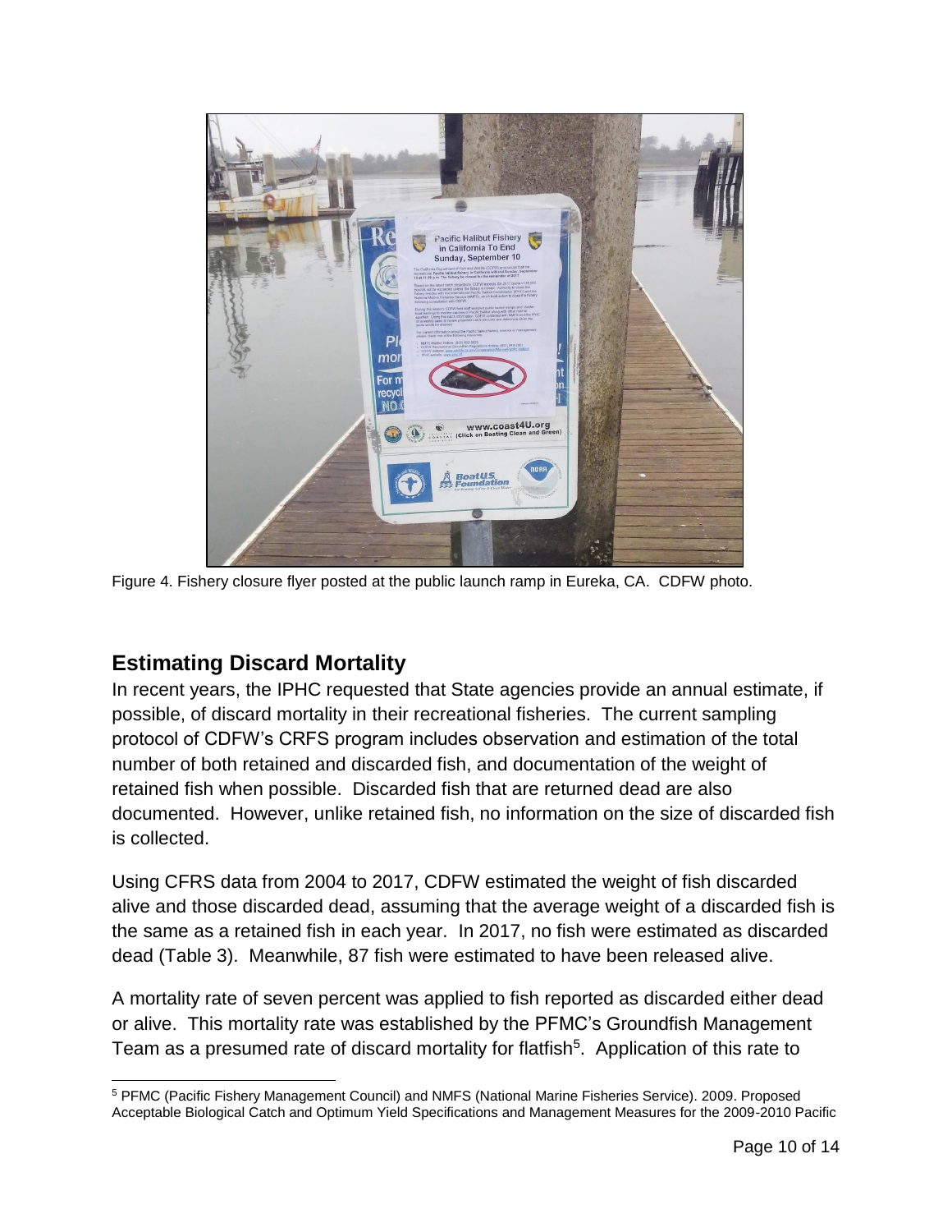Figure 4. Fishery closure flyer posted at the public launch ramp in Eureka, CA. CDFW photo.

## Estimating Discard Mortality

In recent years, the IPHC requested that State agencies provide an annual estimate, if possible, of discard mortality in their recreational fisheries. The current sampling protocol of CDFW's CRFS program includes observation and estimation of the total number of both retained and discarded fish, and documentation of the weight of retained fish when possible. Discarded fish that are returned dead are also documented. However, unlike retained fish, no information on the size of discarded fish is collected.

Using CFRS data from 2004 to 2017, CDFW estimated the weight of fish discarded alive and those discarded dead, assuming that the average weight of a discarded fish is the same as a retained fish in each year. In 2017, no fish were estimated as discarded dead (Table 3). Meanwhile, 87 fish were estimated to have been released alive.

A mortality rate of seven percent was applied to fish reported as discarded either dead or alive. This mortality rate was established by the PFMC's Groundfish Management Team as a presumed rate of discard mortality for flatfish[5]. Application of this rate to

[5] PFMC (Pacific Fishery Management Council) and NMFS (National Marine Fisheries Service). 2009. Proposed Acceptable Biological Catch and Optimum Yield Specifications and Management Measures for the 2009-2010 Pacific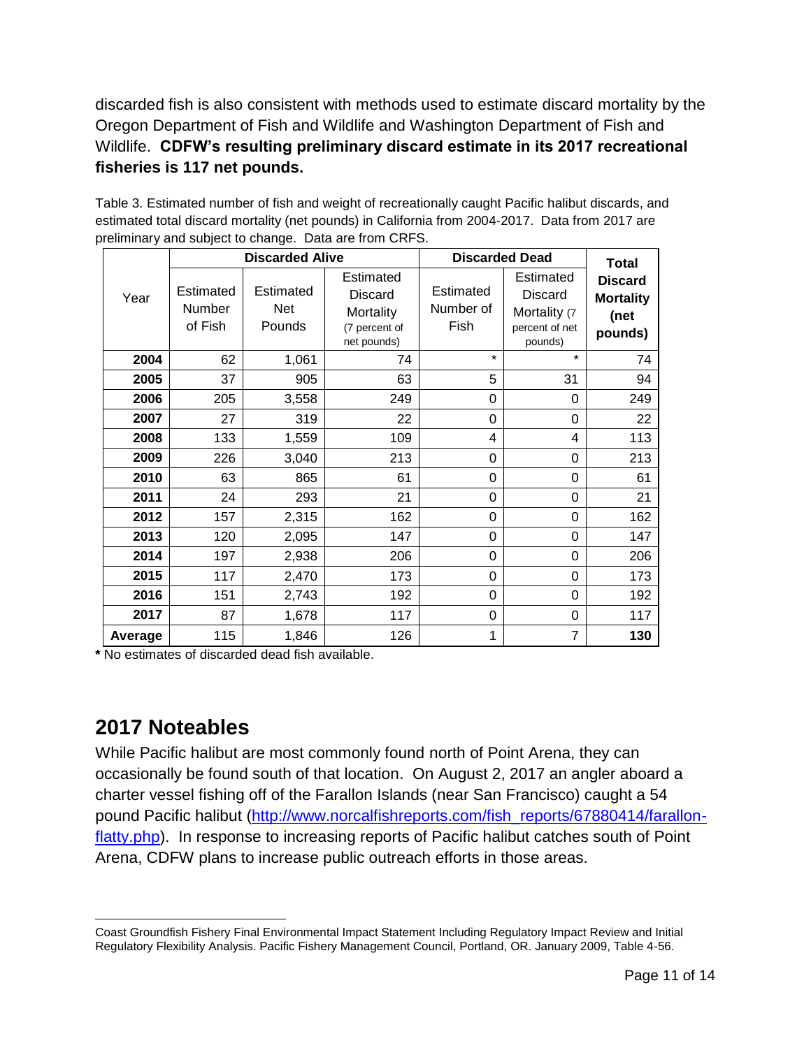discarded fish is also consistent with methods used to estimate discard mortality by the Oregon Department of Fish and Wildlife and Washington Department of Fish and Wildlife. **CDFW's resulting preliminary discard estimate in its 2017 recreational fisheries is 117 net pounds.**

Table 3. Estimated number of fish and weight of recreationally caught Pacific halibut discards, and estimated total discard mortality (net pounds) in California from 2004-2017. Data from 2017 are preliminary and subject to change. Data are from CRFS.

| Year | Discarded Alive | | | Discarded Dead | | Total Discard Mortality (net pounds) |
|---|---|---|---|---|---|---|
| | Estimated Number of Fish | Estimated Net Pounds | Estimated Discard Mortality (7 percent of net pounds) | Estimated Number of Fish | Estimated Discard Mortality (7 percent of net pounds) | |
| **2004** | 62 | 1,061 | 74 | * | * | 74 |
| **2005** | 37 | 905 | 63 | 5 | 31 | 94 |
| **2006** | 205 | 3,558 | 249 | 0 | 0 | 249 |
| **2007** | 27 | 319 | 22 | 0 | 0 | 22 |
| **2008** | 133 | 1,559 | 109 | 4 | 4 | 113 |
| **2009** | 226 | 3,040 | 213 | 0 | 0 | 213 |
| **2010** | 63 | 865 | 61 | 0 | 0 | 61 |
| **2011** | 24 | 293 | 21 | 0 | 0 | 21 |
| **2012** | 157 | 2,315 | 162 | 0 | 0 | 162 |
| **2013** | 120 | 2,095 | 147 | 0 | 0 | 147 |
| **2014** | 197 | 2,938 | 206 | 0 | 0 | 206 |
| **2015** | 117 | 2,470 | 173 | 0 | 0 | 173 |
| **2016** | 151 | 2,743 | 192 | 0 | 0 | 192 |
| **2017** | 87 | 1,678 | 117 | 0 | 0 | 117 |
| **Average** | 115 | 1,846 | 126 | 1 | 7 | **130** |

**\*** No estimates of discarded dead fish available.

## 2017 Noteables

While Pacific halibut are most commonly found north of Point Arena, they can occasionally be found south of that location. On August 2, 2017 an angler aboard a charter vessel fishing off of the Farallon Islands (near San Francisco) caught a 54 pound Pacific halibut (http://www.norcalfishreports.com/fish_reports/67880414/farallon-flatty.php). In response to increasing reports of Pacific halibut catches south of Point Arena, CDFW plans to increase public outreach efforts in those areas.

---

Coast Groundfish Fishery Final Environmental Impact Statement Including Regulatory Impact Review and Initial Regulatory Flexibility Analysis. Pacific Fishery Management Council, Portland, OR. January 2009, Table 4-56.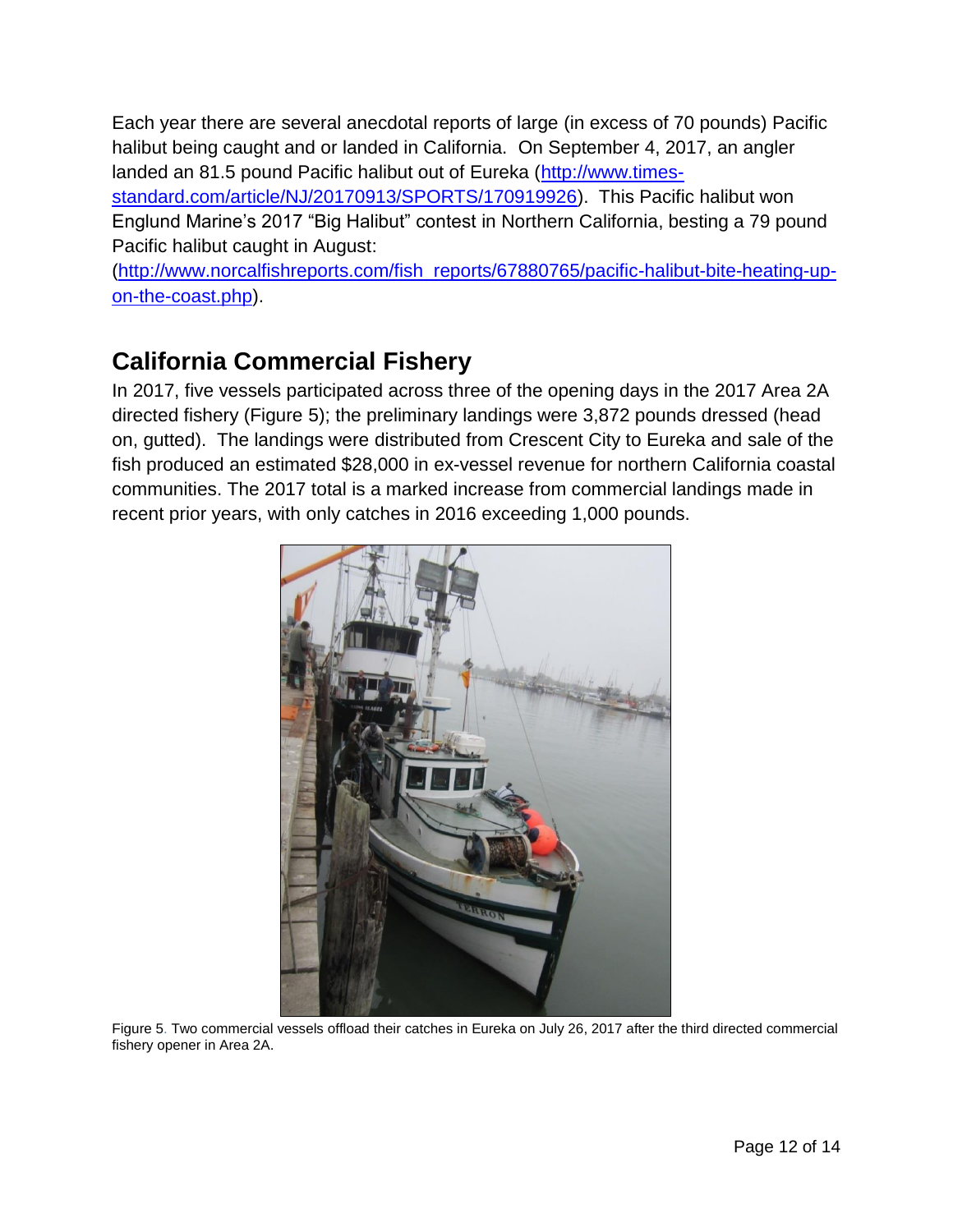Each year there are several anecdotal reports of large (in excess of 70 pounds) Pacific halibut being caught and or landed in California. On September 4, 2017, an angler landed an 81.5 pound Pacific halibut out of Eureka (http://www.times-standard.com/article/NJ/20170913/SPORTS/170919926). This Pacific halibut won Englund Marine's 2017 "Big Halibut" contest in Northern California, besting a 79 pound Pacific halibut caught in August: (http://www.norcalfishreports.com/fish_reports/67880765/pacific-halibut-bite-heating-up-on-the-coast.php).

## California Commercial Fishery

In 2017, five vessels participated across three of the opening days in the 2017 Area 2A directed fishery (Figure 5); the preliminary landings were 3,872 pounds dressed (head on, gutted). The landings were distributed from Crescent City to Eureka and sale of the fish produced an estimated $28,000 in ex-vessel revenue for northern California coastal communities. The 2017 total is a marked increase from commercial landings made in recent prior years, with only catches in 2016 exceeding 1,000 pounds.

Figure 5. Two commercial vessels offload their catches in Eureka on July 26, 2017 after the third directed commercial fishery opener in Area 2A.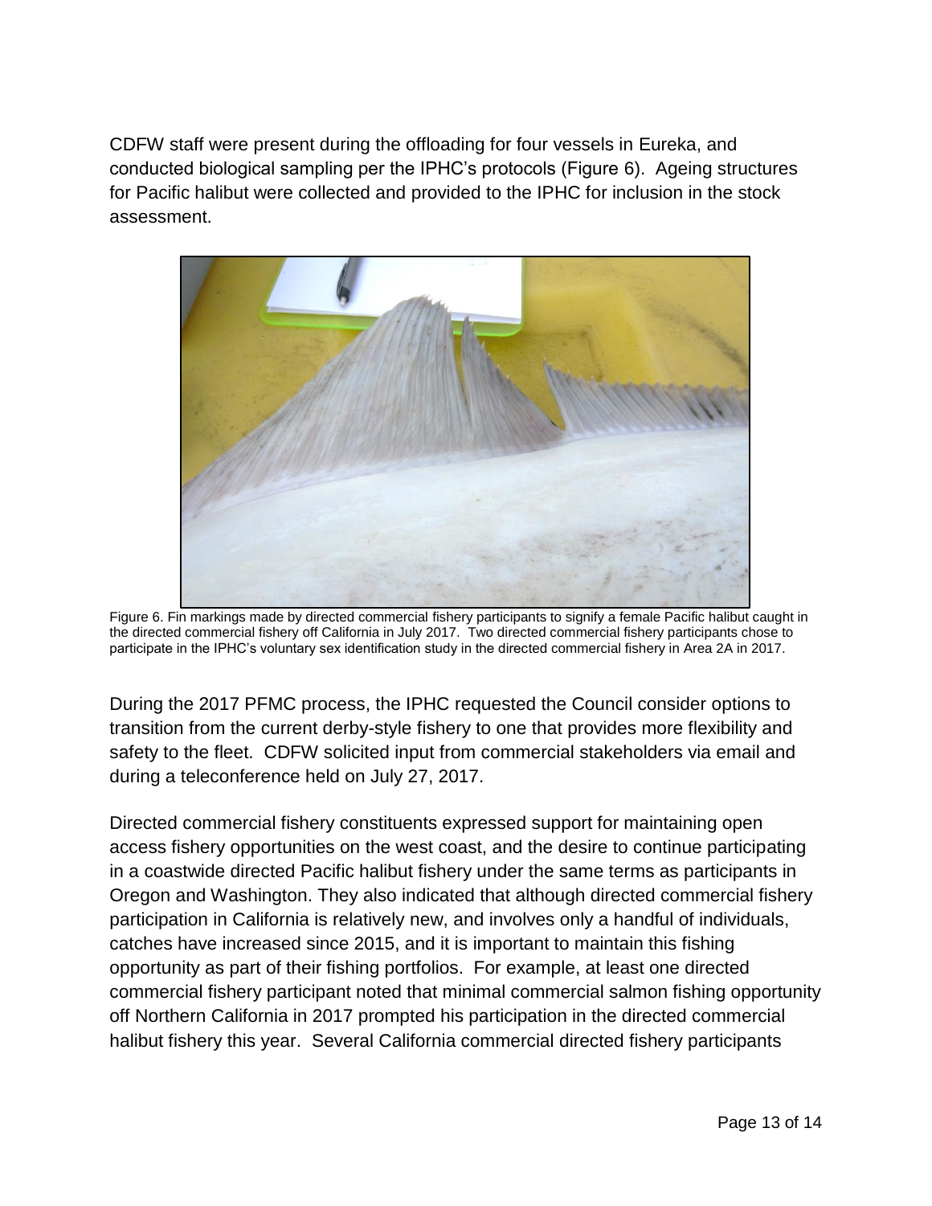CDFW staff were present during the offloading for four vessels in Eureka, and conducted biological sampling per the IPHC's protocols (Figure 6). Ageing structures for Pacific halibut were collected and provided to the IPHC for inclusion in the stock assessment.

Figure 6. Fin markings made by directed commercial fishery participants to signify a female Pacific halibut caught in the directed commercial fishery off California in July 2017. Two directed commercial fishery participants chose to participate in the IPHC's voluntary sex identification study in the directed commercial fishery in Area 2A in 2017.

During the 2017 PFMC process, the IPHC requested the Council consider options to transition from the current derby-style fishery to one that provides more flexibility and safety to the fleet. CDFW solicited input from commercial stakeholders via email and during a teleconference held on July 27, 2017.

Directed commercial fishery constituents expressed support for maintaining open access fishery opportunities on the west coast, and the desire to continue participating in a coastwide directed Pacific halibut fishery under the same terms as participants in Oregon and Washington. They also indicated that although directed commercial fishery participation in California is relatively new, and involves only a handful of individuals, catches have increased since 2015, and it is important to maintain this fishing opportunity as part of their fishing portfolios. For example, at least one directed commercial fishery participant noted that minimal commercial salmon fishing opportunity off Northern California in 2017 prompted his participation in the directed commercial halibut fishery this year. Several California commercial directed fishery participants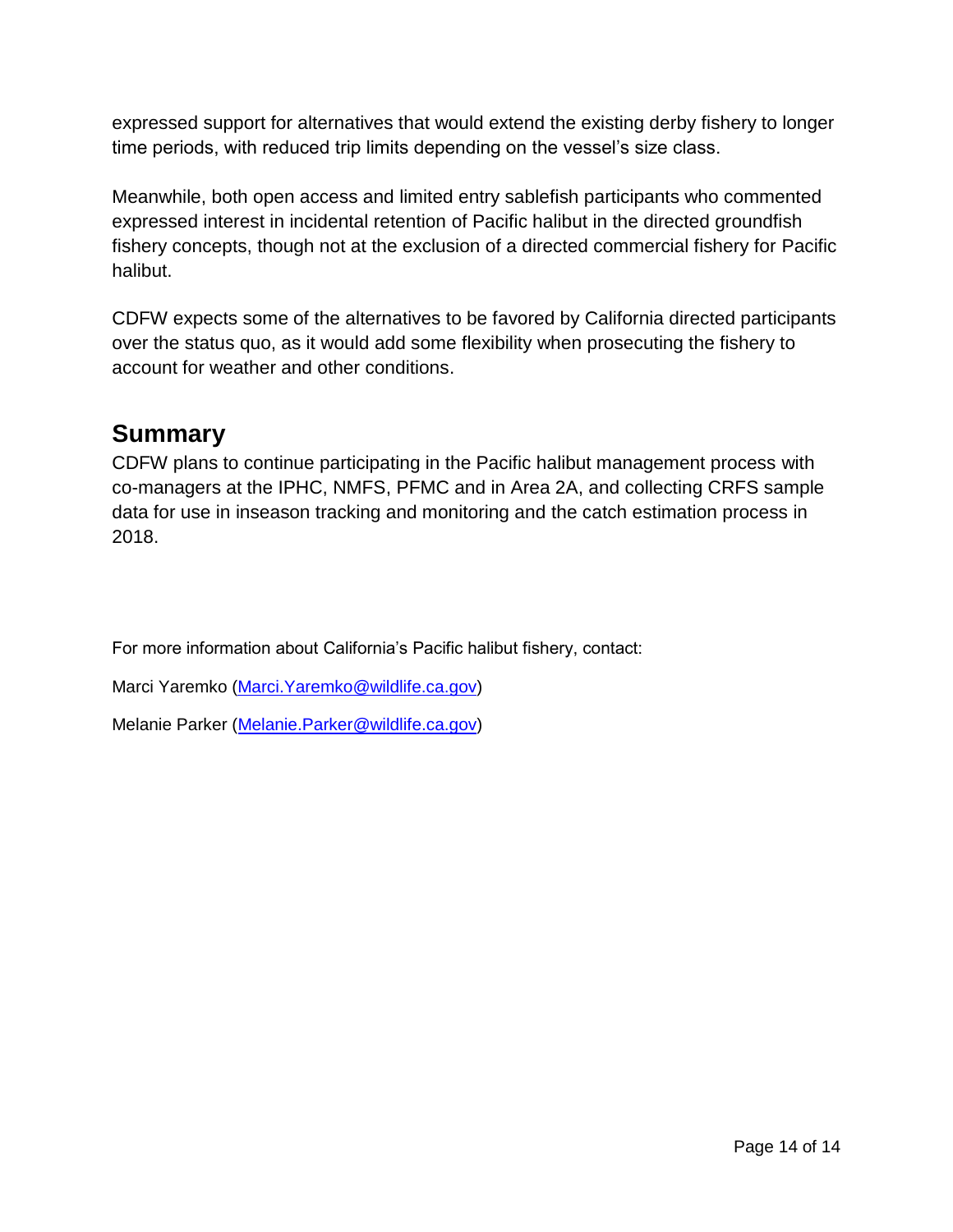expressed support for alternatives that would extend the existing derby fishery to longer time periods, with reduced trip limits depending on the vessel's size class.

Meanwhile, both open access and limited entry sablefish participants who commented expressed interest in incidental retention of Pacific halibut in the directed groundfish fishery concepts, though not at the exclusion of a directed commercial fishery for Pacific halibut.

CDFW expects some of the alternatives to be favored by California directed participants over the status quo, as it would add some flexibility when prosecuting the fishery to account for weather and other conditions.

## Summary

CDFW plans to continue participating in the Pacific halibut management process with co-managers at the IPHC, NMFS, PFMC and in Area 2A, and collecting CRFS sample data for use in inseason tracking and monitoring and the catch estimation process in 2018.

For more information about California's Pacific halibut fishery, contact:

Marci Yaremko (Marci.Yaremko@wildlife.ca.gov)

Melanie Parker (Melanie.Parker@wildlife.ca.gov)